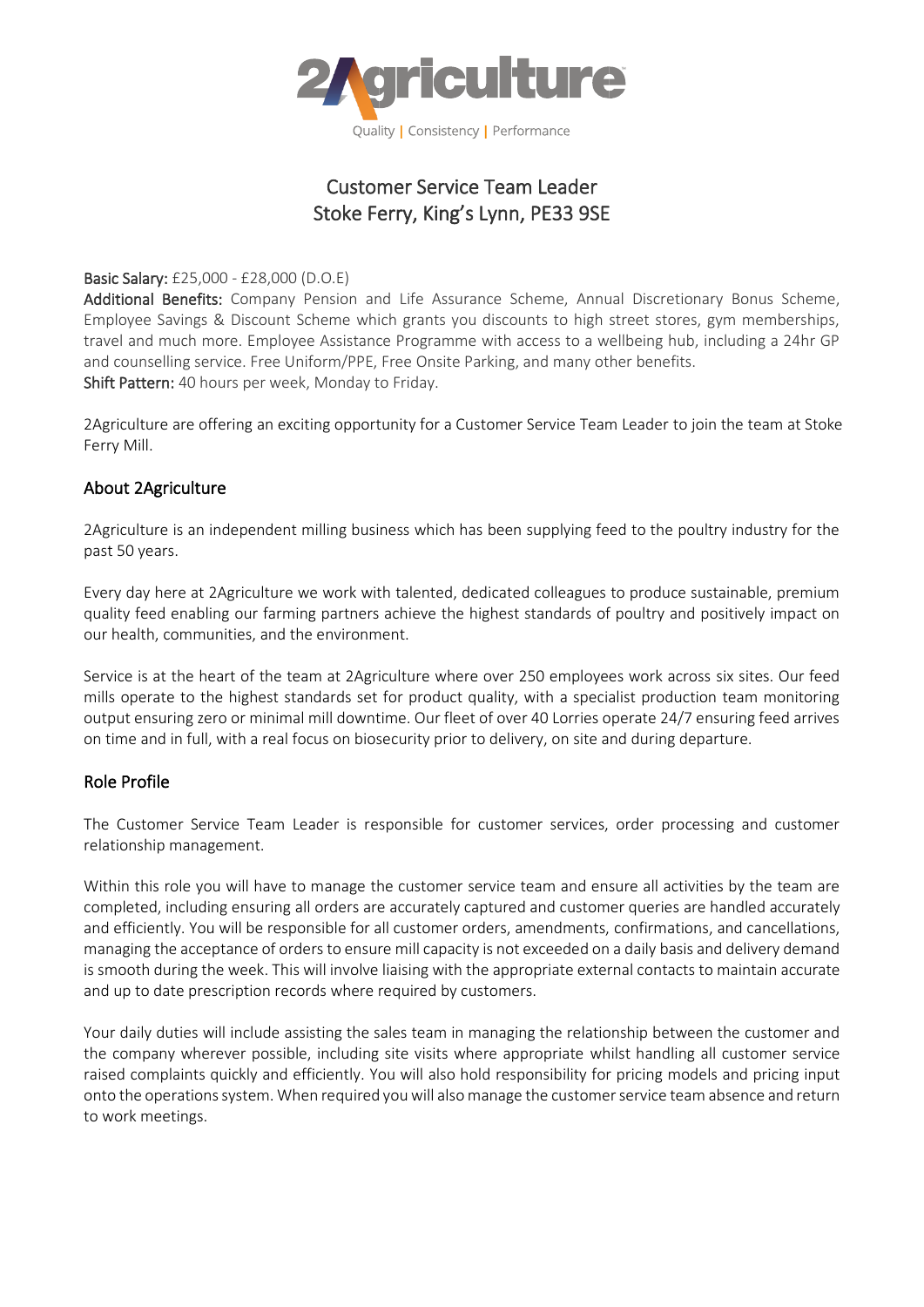2Agriculture

Quality | Consistency | Performance

# Customer Service Team Leader
# Stoke Ferry, King's Lynn, PE33 9SE

**Basic Salary:** £25,000 - £28,000 (D.O.E)
**Additional Benefits:** Company Pension and Life Assurance Scheme, Annual Discretionary Bonus Scheme, Employee Savings & Discount Scheme which grants you discounts to high street stores, gym memberships, travel and much more. Employee Assistance Programme with access to a wellbeing hub, including a 24hr GP and counselling service. Free Uniform/PPE, Free Onsite Parking, and many other benefits.
**Shift Pattern:** 40 hours per week, Monday to Friday.

2Agriculture are offering an exciting opportunity for a Customer Service Team Leader to join the team at Stoke Ferry Mill.

## About 2Agriculture

2Agriculture is an independent milling business which has been supplying feed to the poultry industry for the past 50 years.

Every day here at 2Agriculture we work with talented, dedicated colleagues to produce sustainable, premium quality feed enabling our farming partners achieve the highest standards of poultry and positively impact on our health, communities, and the environment.

Service is at the heart of the team at 2Agriculture where over 250 employees work across six sites. Our feed mills operate to the highest standards set for product quality, with a specialist production team monitoring output ensuring zero or minimal mill downtime. Our fleet of over 40 Lorries operate 24/7 ensuring feed arrives on time and in full, with a real focus on biosecurity prior to delivery, on site and during departure.

## Role Profile

The Customer Service Team Leader is responsible for customer services, order processing and customer relationship management.

Within this role you will have to manage the customer service team and ensure all activities by the team are completed, including ensuring all orders are accurately captured and customer queries are handled accurately and efficiently. You will be responsible for all customer orders, amendments, confirmations, and cancellations, managing the acceptance of orders to ensure mill capacity is not exceeded on a daily basis and delivery demand is smooth during the week. This will involve liaising with the appropriate external contacts to maintain accurate and up to date prescription records where required by customers.

Your daily duties will include assisting the sales team in managing the relationship between the customer and the company wherever possible, including site visits where appropriate whilst handling all customer service raised complaints quickly and efficiently. You will also hold responsibility for pricing models and pricing input onto the operations system. When required you will also manage the customer service team absence and return to work meetings.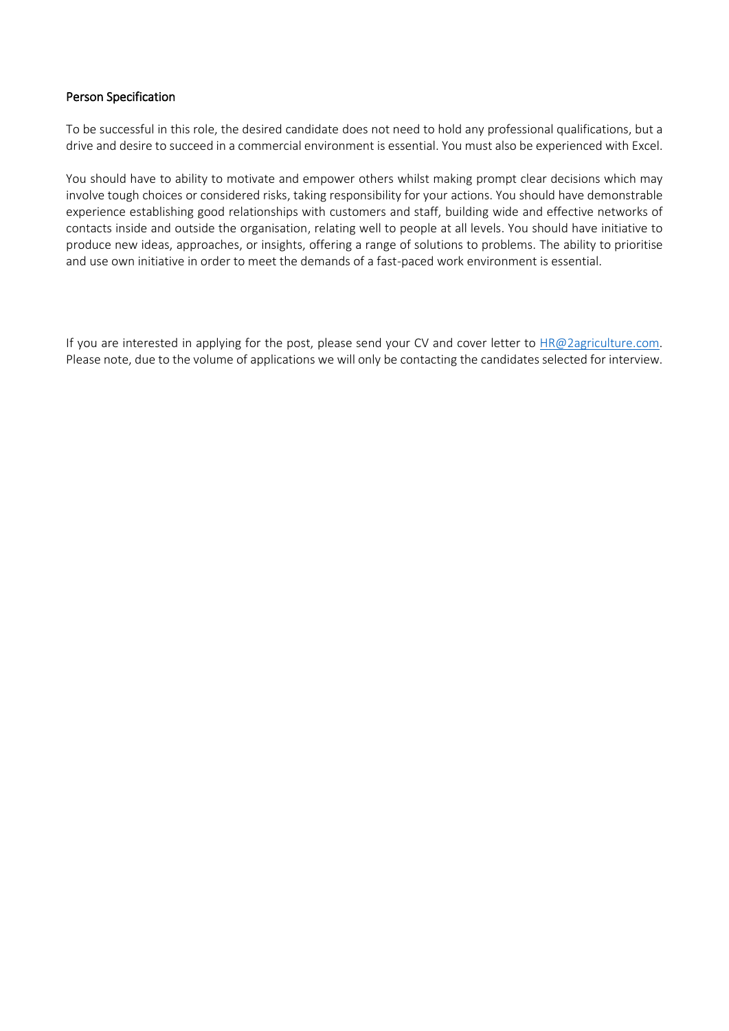## Person Specification

To be successful in this role, the desired candidate does not need to hold any professional qualifications, but a drive and desire to succeed in a commercial environment is essential. You must also be experienced with Excel.

You should have to ability to motivate and empower others whilst making prompt clear decisions which may involve tough choices or considered risks, taking responsibility for your actions. You should have demonstrable experience establishing good relationships with customers and staff, building wide and effective networks of contacts inside and outside the organisation, relating well to people at all levels. You should have initiative to produce new ideas, approaches, or insights, offering a range of solutions to problems. The ability to prioritise and use own initiative in order to meet the demands of a fast-paced work environment is essential.

If you are interested in applying for the post, please send your CV and cover letter to [HR@2agriculture.com](mailto:HR@2agriculture.com). Please note, due to the volume of applications we will only be contacting the candidates selected for interview.